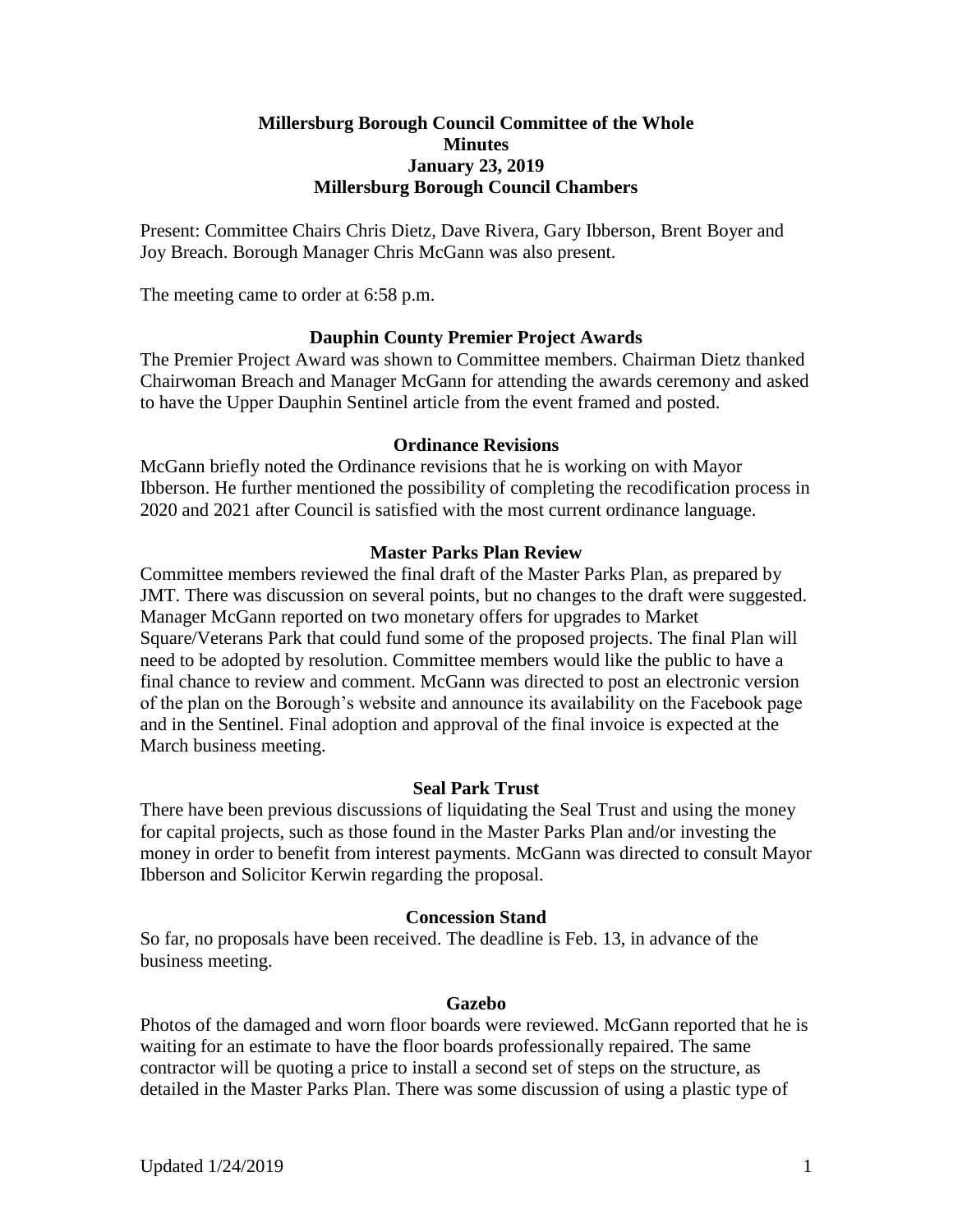# Millersburg Borough Council Committee of the Whole
## Minutes
## January 23, 2019
## Millersburg Borough Council Chambers

Present: Committee Chairs Chris Dietz, Dave Rivera, Gary Ibberson, Brent Boyer and Joy Breach. Borough Manager Chris McGann was also present.

The meeting came to order at 6:58 p.m.

### Dauphin County Premier Project Awards

The Premier Project Award was shown to Committee members. Chairman Dietz thanked Chairwoman Breach and Manager McGann for attending the awards ceremony and asked to have the Upper Dauphin Sentinel article from the event framed and posted.

### Ordinance Revisions

McGann briefly noted the Ordinance revisions that he is working on with Mayor Ibberson. He further mentioned the possibility of completing the recodification process in 2020 and 2021 after Council is satisfied with the most current ordinance language.

### Master Parks Plan Review

Committee members reviewed the final draft of the Master Parks Plan, as prepared by JMT. There was discussion on several points, but no changes to the draft were suggested. Manager McGann reported on two monetary offers for upgrades to Market Square/Veterans Park that could fund some of the proposed projects. The final Plan will need to be adopted by resolution. Committee members would like the public to have a final chance to review and comment. McGann was directed to post an electronic version of the plan on the Borough's website and announce its availability on the Facebook page and in the Sentinel. Final adoption and approval of the final invoice is expected at the March business meeting.

### Seal Park Trust

There have been previous discussions of liquidating the Seal Trust and using the money for capital projects, such as those found in the Master Parks Plan and/or investing the money in order to benefit from interest payments. McGann was directed to consult Mayor Ibberson and Solicitor Kerwin regarding the proposal.

### Concession Stand

So far, no proposals have been received. The deadline is Feb. 13, in advance of the business meeting.

### Gazebo

Photos of the damaged and worn floor boards were reviewed. McGann reported that he is waiting for an estimate to have the floor boards professionally repaired. The same contractor will be quoting a price to install a second set of steps on the structure, as detailed in the Master Parks Plan. There was some discussion of using a plastic type of

Updated 1/24/2019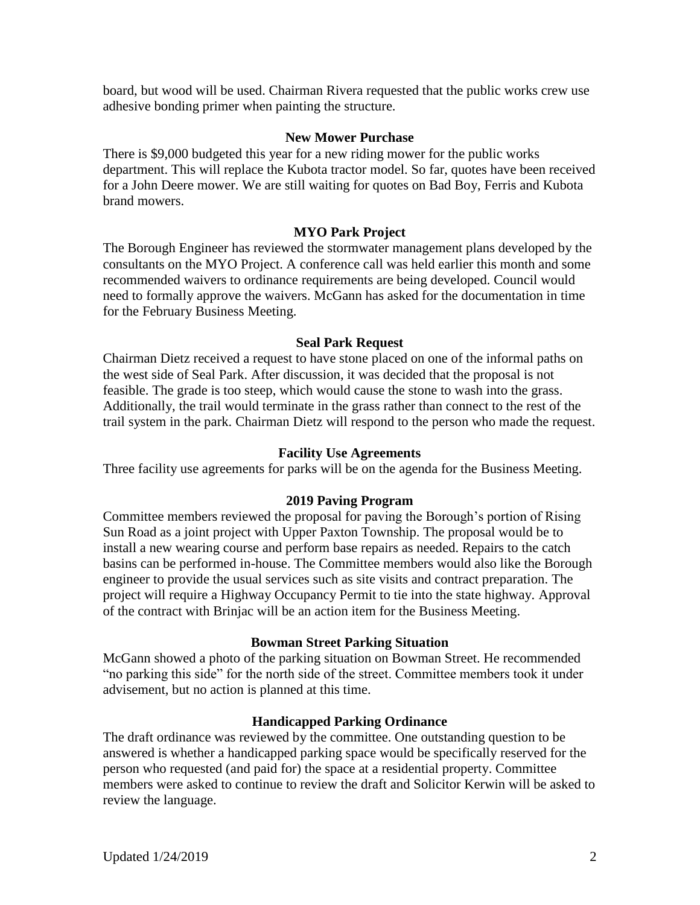board, but wood will be used. Chairman Rivera requested that the public works crew use adhesive bonding primer when painting the structure.

**New Mower Purchase**

There is $9,000 budgeted this year for a new riding mower for the public works department. This will replace the Kubota tractor model. So far, quotes have been received for a John Deere mower. We are still waiting for quotes on Bad Boy, Ferris and Kubota brand mowers.

**MYO Park Project**

The Borough Engineer has reviewed the stormwater management plans developed by the consultants on the MYO Project. A conference call was held earlier this month and some recommended waivers to ordinance requirements are being developed. Council would need to formally approve the waivers. McGann has asked for the documentation in time for the February Business Meeting.

**Seal Park Request**

Chairman Dietz received a request to have stone placed on one of the informal paths on the west side of Seal Park. After discussion, it was decided that the proposal is not feasible. The grade is too steep, which would cause the stone to wash into the grass. Additionally, the trail would terminate in the grass rather than connect to the rest of the trail system in the park. Chairman Dietz will respond to the person who made the request.

**Facility Use Agreements**

Three facility use agreements for parks will be on the agenda for the Business Meeting.

**2019 Paving Program**

Committee members reviewed the proposal for paving the Borough's portion of Rising Sun Road as a joint project with Upper Paxton Township. The proposal would be to install a new wearing course and perform base repairs as needed. Repairs to the catch basins can be performed in-house. The Committee members would also like the Borough engineer to provide the usual services such as site visits and contract preparation. The project will require a Highway Occupancy Permit to tie into the state highway. Approval of the contract with Brinjac will be an action item for the Business Meeting.

**Bowman Street Parking Situation**

McGann showed a photo of the parking situation on Bowman Street. He recommended "no parking this side" for the north side of the street. Committee members took it under advisement, but no action is planned at this time.

**Handicapped Parking Ordinance**

The draft ordinance was reviewed by the committee. One outstanding question to be answered is whether a handicapped parking space would be specifically reserved for the person who requested (and paid for) the space at a residential property. Committee members were asked to continue to review the draft and Solicitor Kerwin will be asked to review the language.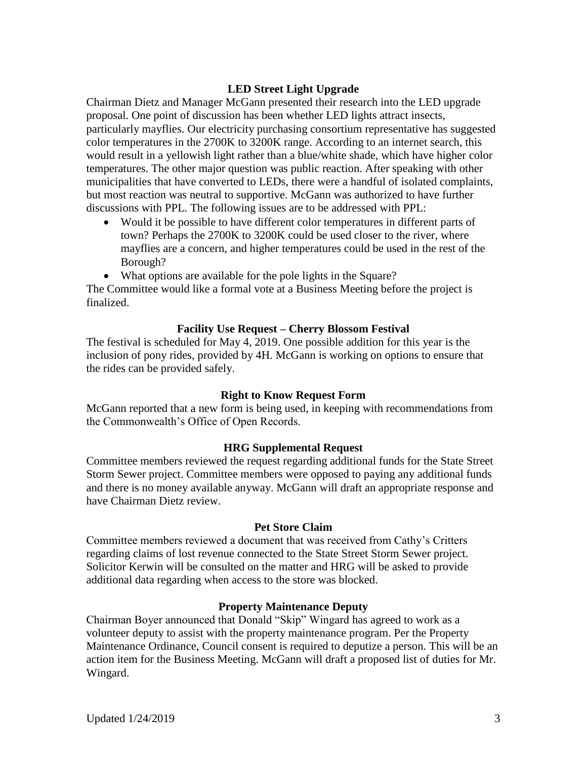### LED Street Light Upgrade

Chairman Dietz and Manager McGann presented their research into the LED upgrade proposal. One point of discussion has been whether LED lights attract insects, particularly mayflies. Our electricity purchasing consortium representative has suggested color temperatures in the 2700K to 3200K range. According to an internet search, this would result in a yellowish light rather than a blue/white shade, which have higher color temperatures. The other major question was public reaction. After speaking with other municipalities that have converted to LEDs, there were a handful of isolated complaints, but most reaction was neutral to supportive. McGann was authorized to have further discussions with PPL. The following issues are to be addressed with PPL:

- Would it be possible to have different color temperatures in different parts of town? Perhaps the 2700K to 3200K could be used closer to the river, where mayflies are a concern, and higher temperatures could be used in the rest of the Borough?
- What options are available for the pole lights in the Square?

The Committee would like a formal vote at a Business Meeting before the project is finalized.

### Facility Use Request – Cherry Blossom Festival

The festival is scheduled for May 4, 2019. One possible addition for this year is the inclusion of pony rides, provided by 4H. McGann is working on options to ensure that the rides can be provided safely.

### Right to Know Request Form

McGann reported that a new form is being used, in keeping with recommendations from the Commonwealth's Office of Open Records.

### HRG Supplemental Request

Committee members reviewed the request regarding additional funds for the State Street Storm Sewer project. Committee members were opposed to paying any additional funds and there is no money available anyway. McGann will draft an appropriate response and have Chairman Dietz review.

### Pet Store Claim

Committee members reviewed a document that was received from Cathy's Critters regarding claims of lost revenue connected to the State Street Storm Sewer project. Solicitor Kerwin will be consulted on the matter and HRG will be asked to provide additional data regarding when access to the store was blocked.

### Property Maintenance Deputy

Chairman Boyer announced that Donald "Skip" Wingard has agreed to work as a volunteer deputy to assist with the property maintenance program. Per the Property Maintenance Ordinance, Council consent is required to deputize a person. This will be an action item for the Business Meeting. McGann will draft a proposed list of duties for Mr. Wingard.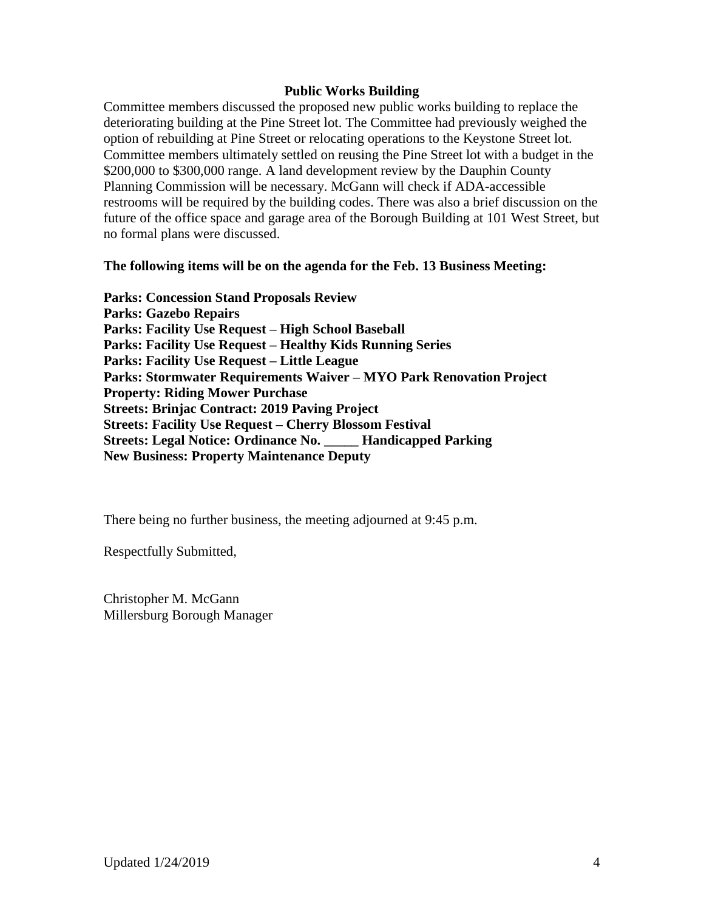### Public Works Building

Committee members discussed the proposed new public works building to replace the deteriorating building at the Pine Street lot. The Committee had previously weighed the option of rebuilding at Pine Street or relocating operations to the Keystone Street lot. Committee members ultimately settled on reusing the Pine Street lot with a budget in the $200,000 to $300,000 range. A land development review by the Dauphin County Planning Commission will be necessary. McGann will check if ADA-accessible restrooms will be required by the building codes. There was also a brief discussion on the future of the office space and garage area of the Borough Building at 101 West Street, but no formal plans were discussed.

**The following items will be on the agenda for the Feb. 13 Business Meeting:**

**Parks: Concession Stand Proposals Review**
**Parks: Gazebo Repairs**
**Parks: Facility Use Request – High School Baseball**
**Parks: Facility Use Request – Healthy Kids Running Series**
**Parks: Facility Use Request – Little League**
**Parks: Stormwater Requirements Waiver – MYO Park Renovation Project**
**Property: Riding Mower Purchase**
**Streets: Brinjac Contract: 2019 Paving Project**
**Streets: Facility Use Request – Cherry Blossom Festival**
**Streets: Legal Notice: Ordinance No. _____ Handicapped Parking**
**New Business: Property Maintenance Deputy**

There being no further business, the meeting adjourned at 9:45 p.m.

Respectfully Submitted,

Christopher M. McGann
Millersburg Borough Manager

Updated 1/24/2019